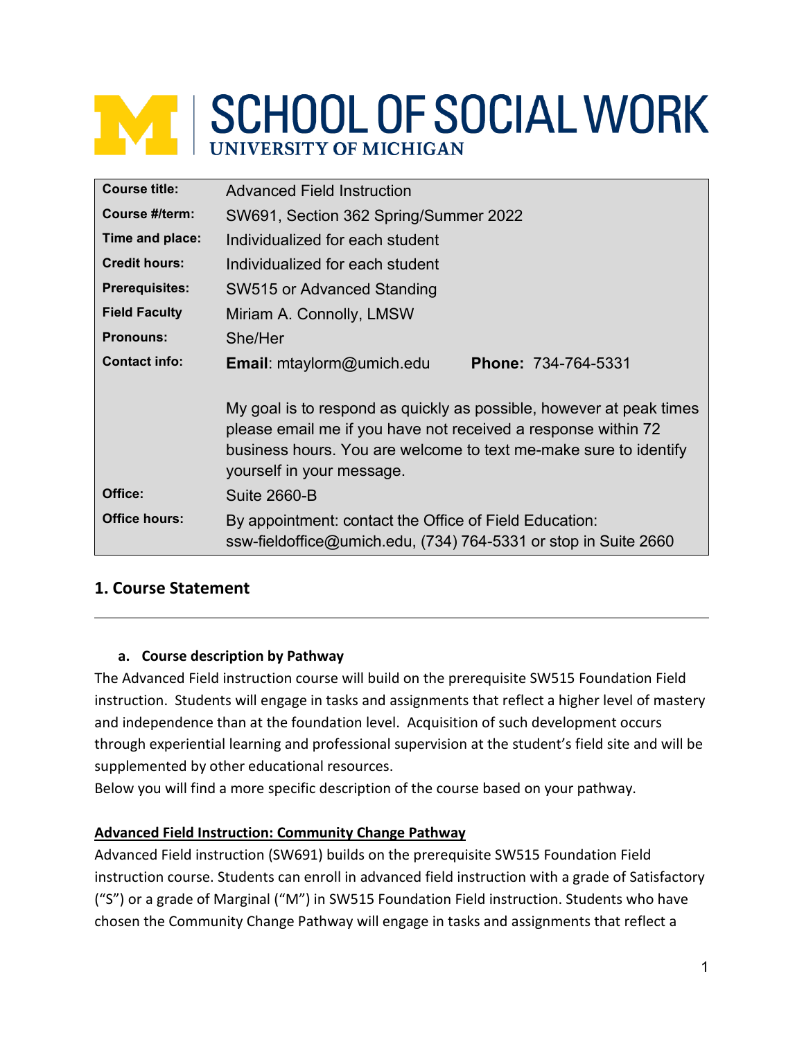# SCHOOL OF SOCIAL WORK
UNIVERSITY OF MICHIGAN

| | |
|---|---|
| **Course title:** | Advanced Field Instruction |
| **Course #/term:** | SW691, Section 362 Spring/Summer 2022 |
| **Time and place:** | Individualized for each student |
| **Credit hours:** | Individualized for each student |
| **Prerequisites:** | SW515 or Advanced Standing |
| **Field Faculty** | Miriam A. Connolly, LMSW |
| **Pronouns:** | She/Her |
| **Contact info:** | **Email**: mtaylorm@umich.edu **Phone:** 734-764-5331<br><br>My goal is to respond as quickly as possible, however at peak times please email me if you have not received a response within 72 business hours. You are welcome to text me-make sure to identify yourself in your message. |
| **Office:** | Suite 2660-B |
| **Office hours:** | By appointment: contact the Office of Field Education: ssw-fieldoffice@umich.edu, (734) 764-5331 or stop in Suite 2660 |

## 1. Course Statement

### a. Course description by Pathway

The Advanced Field instruction course will build on the prerequisite SW515 Foundation Field instruction. Students will engage in tasks and assignments that reflect a higher level of mastery and independence than at the foundation level. Acquisition of such development occurs through experiential learning and professional supervision at the student's field site and will be supplemented by other educational resources.

Below you will find a more specific description of the course based on your pathway.

**Advanced Field Instruction: Community Change Pathway**

Advanced Field instruction (SW691) builds on the prerequisite SW515 Foundation Field instruction course. Students can enroll in advanced field instruction with a grade of Satisfactory ("S") or a grade of Marginal ("M") in SW515 Foundation Field instruction. Students who have chosen the Community Change Pathway will engage in tasks and assignments that reflect a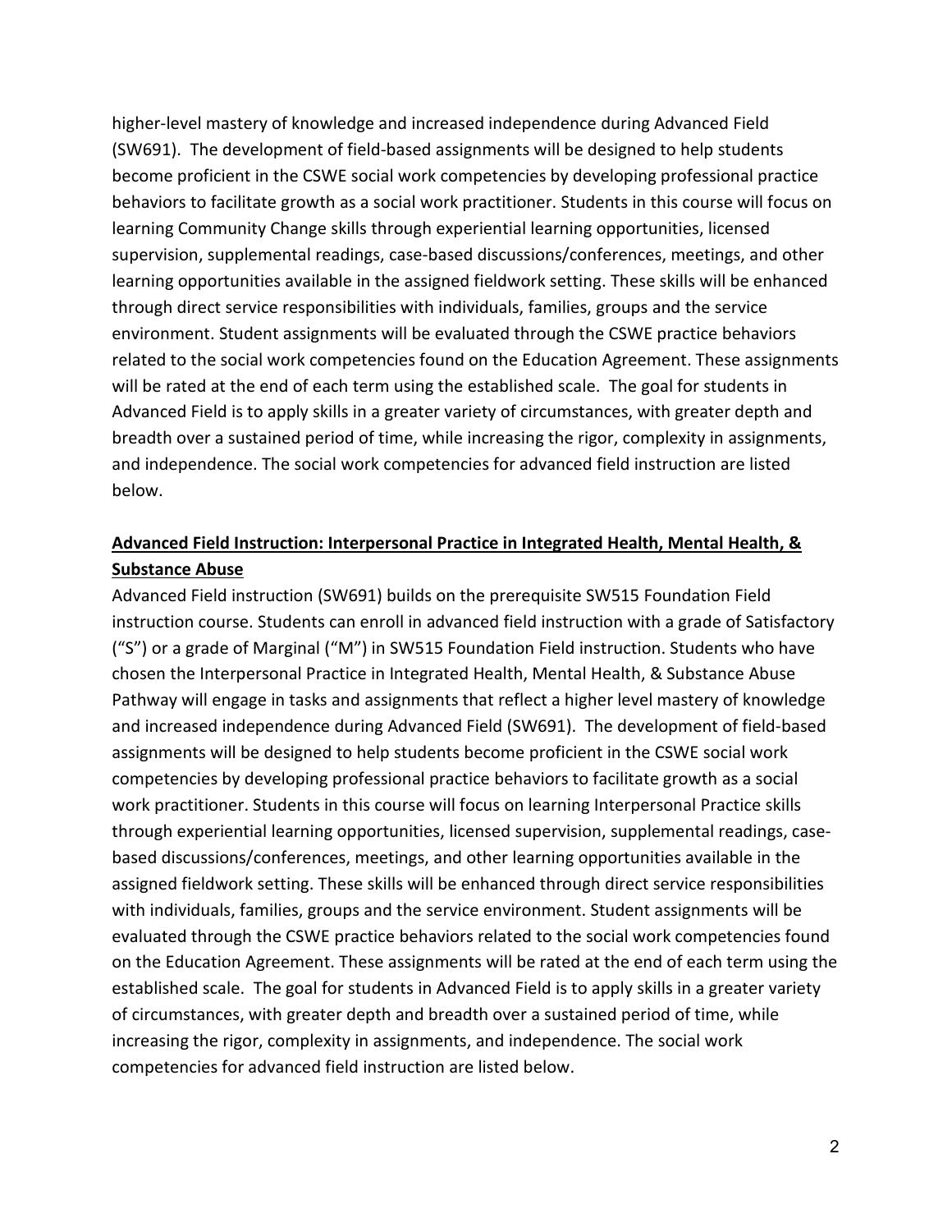higher-level mastery of knowledge and increased independence during Advanced Field (SW691). The development of field-based assignments will be designed to help students become proficient in the CSWE social work competencies by developing professional practice behaviors to facilitate growth as a social work practitioner. Students in this course will focus on learning Community Change skills through experiential learning opportunities, licensed supervision, supplemental readings, case-based discussions/conferences, meetings, and other learning opportunities available in the assigned fieldwork setting. These skills will be enhanced through direct service responsibilities with individuals, families, groups and the service environment. Student assignments will be evaluated through the CSWE practice behaviors related to the social work competencies found on the Education Agreement. These assignments will be rated at the end of each term using the established scale. The goal for students in Advanced Field is to apply skills in a greater variety of circumstances, with greater depth and breadth over a sustained period of time, while increasing the rigor, complexity in assignments, and independence. The social work competencies for advanced field instruction are listed below.

**Advanced Field Instruction: Interpersonal Practice in Integrated Health, Mental Health, & Substance Abuse**

Advanced Field instruction (SW691) builds on the prerequisite SW515 Foundation Field instruction course. Students can enroll in advanced field instruction with a grade of Satisfactory ("S") or a grade of Marginal ("M") in SW515 Foundation Field instruction. Students who have chosen the Interpersonal Practice in Integrated Health, Mental Health, & Substance Abuse Pathway will engage in tasks and assignments that reflect a higher level mastery of knowledge and increased independence during Advanced Field (SW691). The development of field-based assignments will be designed to help students become proficient in the CSWE social work competencies by developing professional practice behaviors to facilitate growth as a social work practitioner. Students in this course will focus on learning Interpersonal Practice skills through experiential learning opportunities, licensed supervision, supplemental readings, case-based discussions/conferences, meetings, and other learning opportunities available in the assigned fieldwork setting. These skills will be enhanced through direct service responsibilities with individuals, families, groups and the service environment. Student assignments will be evaluated through the CSWE practice behaviors related to the social work competencies found on the Education Agreement. These assignments will be rated at the end of each term using the established scale. The goal for students in Advanced Field is to apply skills in a greater variety of circumstances, with greater depth and breadth over a sustained period of time, while increasing the rigor, complexity in assignments, and independence. The social work competencies for advanced field instruction are listed below.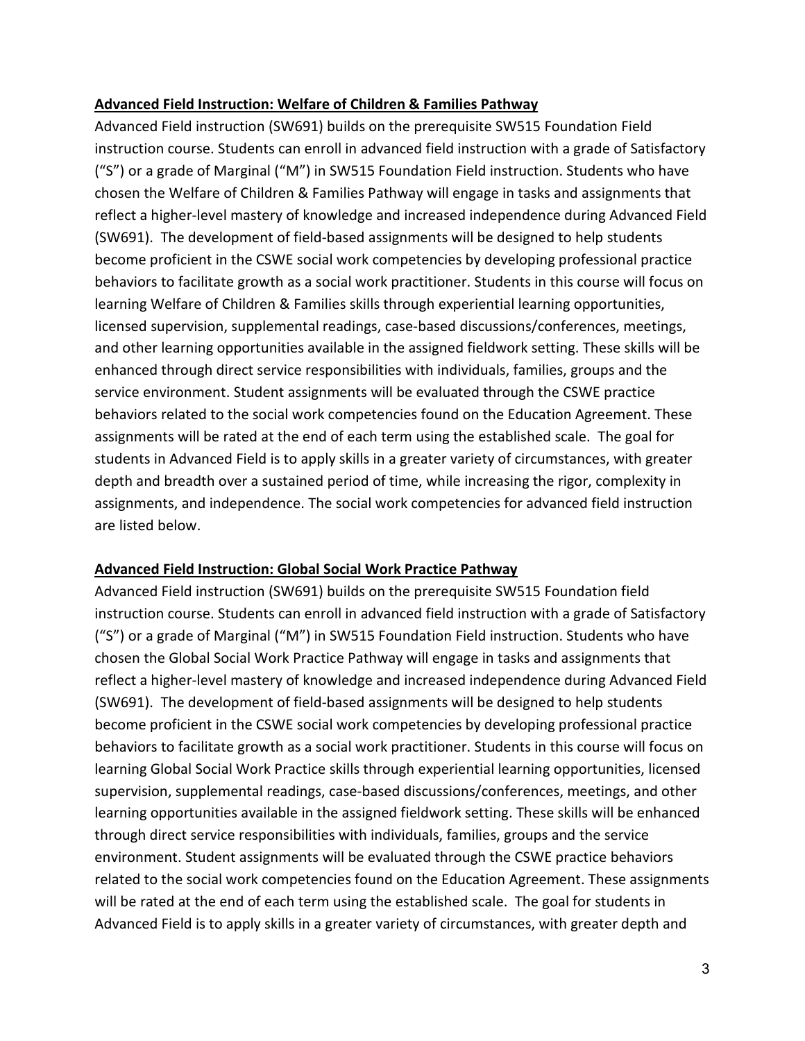## Advanced Field Instruction: Welfare of Children & Families Pathway

Advanced Field instruction (SW691) builds on the prerequisite SW515 Foundation Field instruction course. Students can enroll in advanced field instruction with a grade of Satisfactory ("S") or a grade of Marginal ("M") in SW515 Foundation Field instruction. Students who have chosen the Welfare of Children & Families Pathway will engage in tasks and assignments that reflect a higher-level mastery of knowledge and increased independence during Advanced Field (SW691). The development of field-based assignments will be designed to help students become proficient in the CSWE social work competencies by developing professional practice behaviors to facilitate growth as a social work practitioner. Students in this course will focus on learning Welfare of Children & Families skills through experiential learning opportunities, licensed supervision, supplemental readings, case-based discussions/conferences, meetings, and other learning opportunities available in the assigned fieldwork setting. These skills will be enhanced through direct service responsibilities with individuals, families, groups and the service environment. Student assignments will be evaluated through the CSWE practice behaviors related to the social work competencies found on the Education Agreement. These assignments will be rated at the end of each term using the established scale. The goal for students in Advanced Field is to apply skills in a greater variety of circumstances, with greater depth and breadth over a sustained period of time, while increasing the rigor, complexity in assignments, and independence. The social work competencies for advanced field instruction are listed below.

## Advanced Field Instruction: Global Social Work Practice Pathway

Advanced Field instruction (SW691) builds on the prerequisite SW515 Foundation field instruction course. Students can enroll in advanced field instruction with a grade of Satisfactory ("S") or a grade of Marginal ("M") in SW515 Foundation Field instruction. Students who have chosen the Global Social Work Practice Pathway will engage in tasks and assignments that reflect a higher-level mastery of knowledge and increased independence during Advanced Field (SW691). The development of field-based assignments will be designed to help students become proficient in the CSWE social work competencies by developing professional practice behaviors to facilitate growth as a social work practitioner. Students in this course will focus on learning Global Social Work Practice skills through experiential learning opportunities, licensed supervision, supplemental readings, case-based discussions/conferences, meetings, and other learning opportunities available in the assigned fieldwork setting. These skills will be enhanced through direct service responsibilities with individuals, families, groups and the service environment. Student assignments will be evaluated through the CSWE practice behaviors related to the social work competencies found on the Education Agreement. These assignments will be rated at the end of each term using the established scale. The goal for students in Advanced Field is to apply skills in a greater variety of circumstances, with greater depth and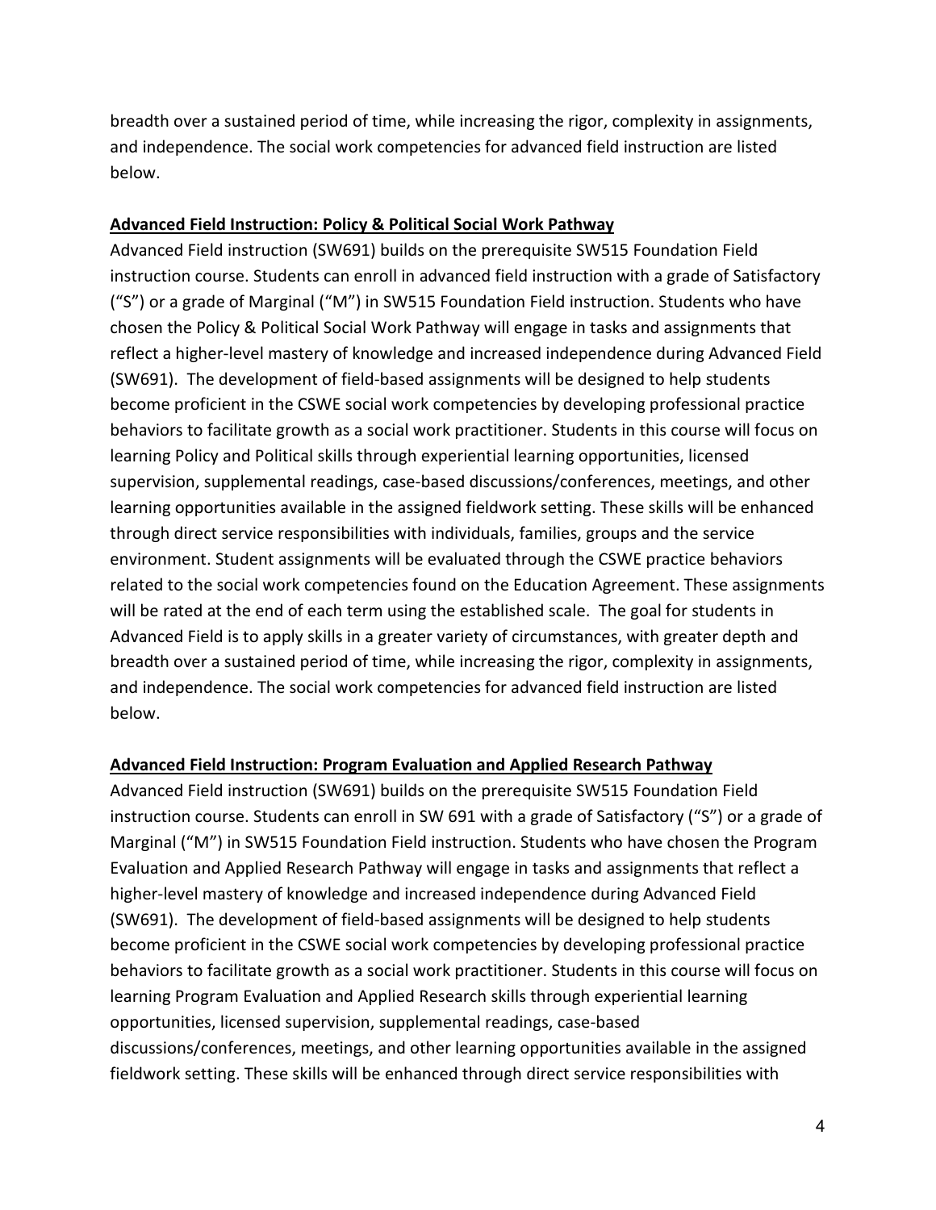breadth over a sustained period of time, while increasing the rigor, complexity in assignments, and independence. The social work competencies for advanced field instruction are listed below.

**Advanced Field Instruction: Policy & Political Social Work Pathway**

Advanced Field instruction (SW691) builds on the prerequisite SW515 Foundation Field instruction course. Students can enroll in advanced field instruction with a grade of Satisfactory ("S") or a grade of Marginal ("M") in SW515 Foundation Field instruction. Students who have chosen the Policy & Political Social Work Pathway will engage in tasks and assignments that reflect a higher-level mastery of knowledge and increased independence during Advanced Field (SW691). The development of field-based assignments will be designed to help students become proficient in the CSWE social work competencies by developing professional practice behaviors to facilitate growth as a social work practitioner. Students in this course will focus on learning Policy and Political skills through experiential learning opportunities, licensed supervision, supplemental readings, case-based discussions/conferences, meetings, and other learning opportunities available in the assigned fieldwork setting. These skills will be enhanced through direct service responsibilities with individuals, families, groups and the service environment. Student assignments will be evaluated through the CSWE practice behaviors related to the social work competencies found on the Education Agreement. These assignments will be rated at the end of each term using the established scale. The goal for students in Advanced Field is to apply skills in a greater variety of circumstances, with greater depth and breadth over a sustained period of time, while increasing the rigor, complexity in assignments, and independence. The social work competencies for advanced field instruction are listed below.

**Advanced Field Instruction: Program Evaluation and Applied Research Pathway**

Advanced Field instruction (SW691) builds on the prerequisite SW515 Foundation Field instruction course. Students can enroll in SW 691 with a grade of Satisfactory ("S") or a grade of Marginal ("M") in SW515 Foundation Field instruction. Students who have chosen the Program Evaluation and Applied Research Pathway will engage in tasks and assignments that reflect a higher-level mastery of knowledge and increased independence during Advanced Field (SW691). The development of field-based assignments will be designed to help students become proficient in the CSWE social work competencies by developing professional practice behaviors to facilitate growth as a social work practitioner. Students in this course will focus on learning Program Evaluation and Applied Research skills through experiential learning opportunities, licensed supervision, supplemental readings, case-based discussions/conferences, meetings, and other learning opportunities available in the assigned fieldwork setting. These skills will be enhanced through direct service responsibilities with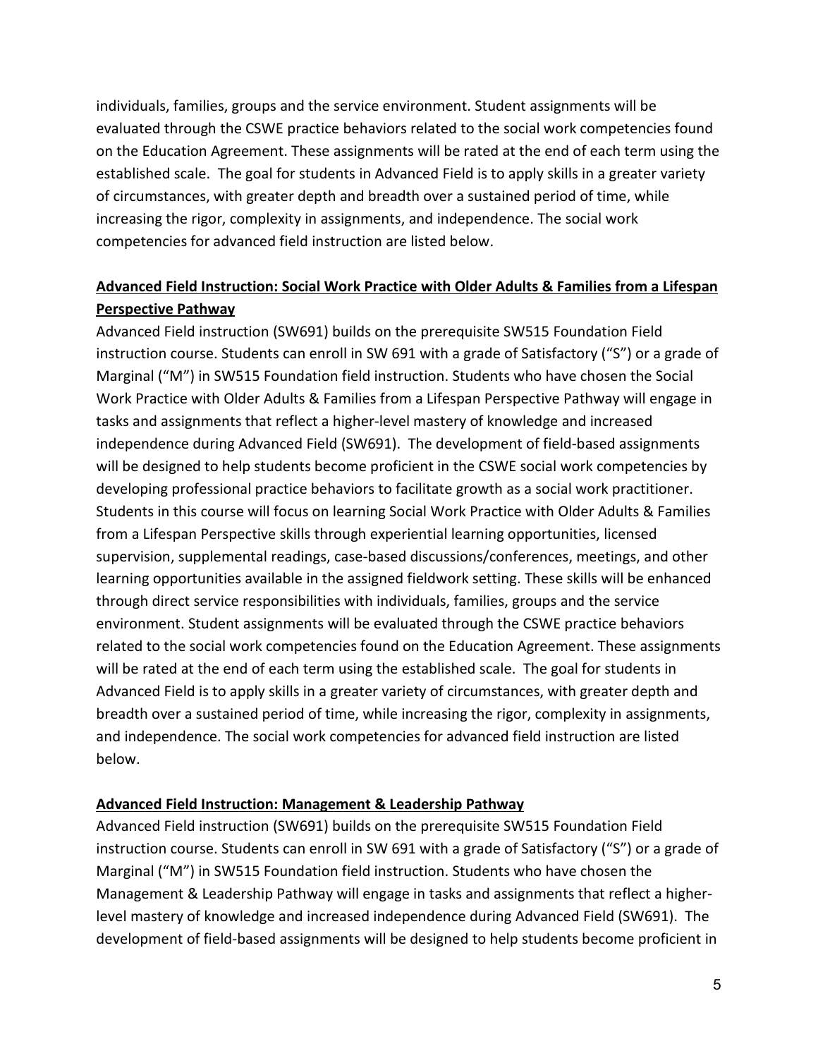individuals, families, groups and the service environment. Student assignments will be evaluated through the CSWE practice behaviors related to the social work competencies found on the Education Agreement. These assignments will be rated at the end of each term using the established scale. The goal for students in Advanced Field is to apply skills in a greater variety of circumstances, with greater depth and breadth over a sustained period of time, while increasing the rigor, complexity in assignments, and independence. The social work competencies for advanced field instruction are listed below.

**Advanced Field Instruction: Social Work Practice with Older Adults & Families from a Lifespan Perspective Pathway**

Advanced Field instruction (SW691) builds on the prerequisite SW515 Foundation Field instruction course. Students can enroll in SW 691 with a grade of Satisfactory ("S") or a grade of Marginal ("M") in SW515 Foundation field instruction. Students who have chosen the Social Work Practice with Older Adults & Families from a Lifespan Perspective Pathway will engage in tasks and assignments that reflect a higher-level mastery of knowledge and increased independence during Advanced Field (SW691). The development of field-based assignments will be designed to help students become proficient in the CSWE social work competencies by developing professional practice behaviors to facilitate growth as a social work practitioner. Students in this course will focus on learning Social Work Practice with Older Adults & Families from a Lifespan Perspective skills through experiential learning opportunities, licensed supervision, supplemental readings, case-based discussions/conferences, meetings, and other learning opportunities available in the assigned fieldwork setting. These skills will be enhanced through direct service responsibilities with individuals, families, groups and the service environment. Student assignments will be evaluated through the CSWE practice behaviors related to the social work competencies found on the Education Agreement. These assignments will be rated at the end of each term using the established scale. The goal for students in Advanced Field is to apply skills in a greater variety of circumstances, with greater depth and breadth over a sustained period of time, while increasing the rigor, complexity in assignments, and independence. The social work competencies for advanced field instruction are listed below.

**Advanced Field Instruction: Management & Leadership Pathway**

Advanced Field instruction (SW691) builds on the prerequisite SW515 Foundation Field instruction course. Students can enroll in SW 691 with a grade of Satisfactory ("S") or a grade of Marginal ("M") in SW515 Foundation field instruction. Students who have chosen the Management & Leadership Pathway will engage in tasks and assignments that reflect a higher-level mastery of knowledge and increased independence during Advanced Field (SW691). The development of field-based assignments will be designed to help students become proficient in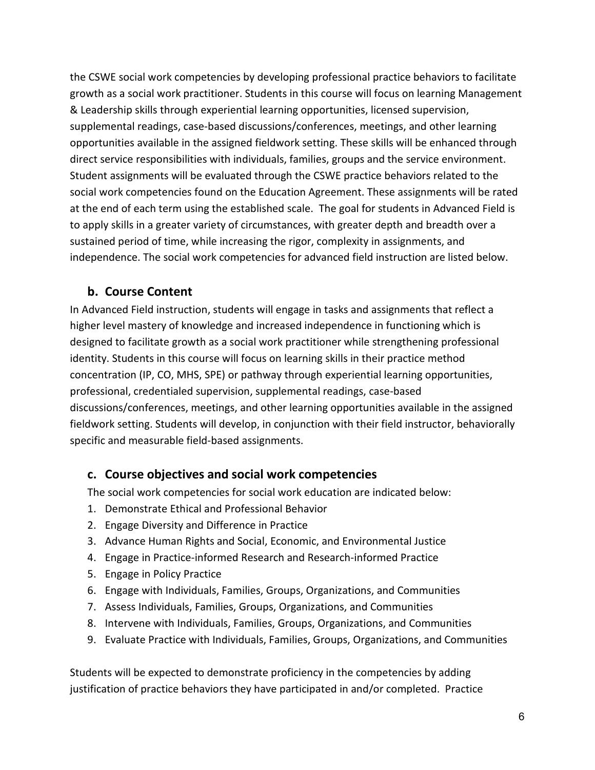the CSWE social work competencies by developing professional practice behaviors to facilitate growth as a social work practitioner. Students in this course will focus on learning Management & Leadership skills through experiential learning opportunities, licensed supervision, supplemental readings, case-based discussions/conferences, meetings, and other learning opportunities available in the assigned fieldwork setting. These skills will be enhanced through direct service responsibilities with individuals, families, groups and the service environment. Student assignments will be evaluated through the CSWE practice behaviors related to the social work competencies found on the Education Agreement. These assignments will be rated at the end of each term using the established scale. The goal for students in Advanced Field is to apply skills in a greater variety of circumstances, with greater depth and breadth over a sustained period of time, while increasing the rigor, complexity in assignments, and independence. The social work competencies for advanced field instruction are listed below.

## b. Course Content

In Advanced Field instruction, students will engage in tasks and assignments that reflect a higher level mastery of knowledge and increased independence in functioning which is designed to facilitate growth as a social work practitioner while strengthening professional identity. Students in this course will focus on learning skills in their practice method concentration (IP, CO, MHS, SPE) or pathway through experiential learning opportunities, professional, credentialed supervision, supplemental readings, case-based discussions/conferences, meetings, and other learning opportunities available in the assigned fieldwork setting. Students will develop, in conjunction with their field instructor, behaviorally specific and measurable field-based assignments.

## c. Course objectives and social work competencies

The social work competencies for social work education are indicated below:

1. Demonstrate Ethical and Professional Behavior
2. Engage Diversity and Difference in Practice
3. Advance Human Rights and Social, Economic, and Environmental Justice
4. Engage in Practice-informed Research and Research-informed Practice
5. Engage in Policy Practice
6. Engage with Individuals, Families, Groups, Organizations, and Communities
7. Assess Individuals, Families, Groups, Organizations, and Communities
8. Intervene with Individuals, Families, Groups, Organizations, and Communities
9. Evaluate Practice with Individuals, Families, Groups, Organizations, and Communities

Students will be expected to demonstrate proficiency in the competencies by adding justification of practice behaviors they have participated in and/or completed. Practice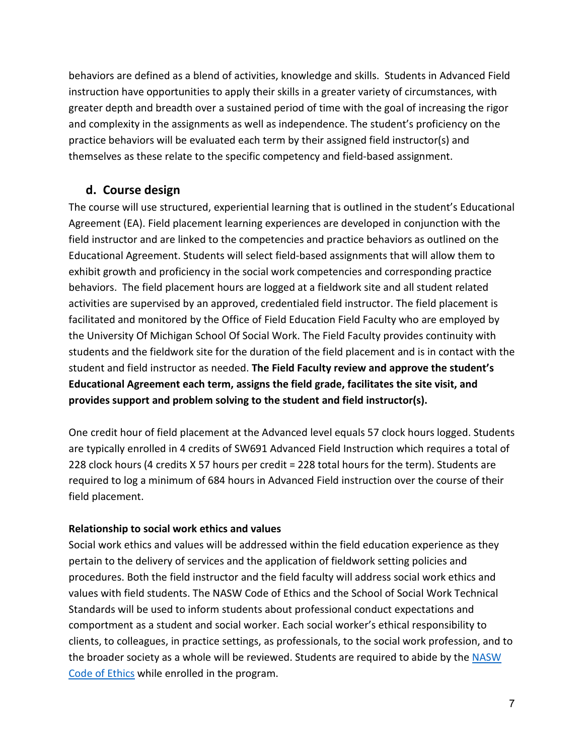behaviors are defined as a blend of activities, knowledge and skills. Students in Advanced Field instruction have opportunities to apply their skills in a greater variety of circumstances, with greater depth and breadth over a sustained period of time with the goal of increasing the rigor and complexity in the assignments as well as independence. The student's proficiency on the practice behaviors will be evaluated each term by their assigned field instructor(s) and themselves as these relate to the specific competency and field-based assignment.

## d. Course design

The course will use structured, experiential learning that is outlined in the student's Educational Agreement (EA). Field placement learning experiences are developed in conjunction with the field instructor and are linked to the competencies and practice behaviors as outlined on the Educational Agreement. Students will select field-based assignments that will allow them to exhibit growth and proficiency in the social work competencies and corresponding practice behaviors. The field placement hours are logged at a fieldwork site and all student related activities are supervised by an approved, credentialed field instructor. The field placement is facilitated and monitored by the Office of Field Education Field Faculty who are employed by the University Of Michigan School Of Social Work. The Field Faculty provides continuity with students and the fieldwork site for the duration of the field placement and is in contact with the student and field instructor as needed. **The Field Faculty review and approve the student's Educational Agreement each term, assigns the field grade, facilitates the site visit, and provides support and problem solving to the student and field instructor(s).**

One credit hour of field placement at the Advanced level equals 57 clock hours logged. Students are typically enrolled in 4 credits of SW691 Advanced Field Instruction which requires a total of 228 clock hours (4 credits X 57 hours per credit = 228 total hours for the term). Students are required to log a minimum of 684 hours in Advanced Field instruction over the course of their field placement.

**Relationship to social work ethics and values**

Social work ethics and values will be addressed within the field education experience as they pertain to the delivery of services and the application of fieldwork setting policies and procedures. Both the field instructor and the field faculty will address social work ethics and values with field students. The NASW Code of Ethics and the School of Social Work Technical Standards will be used to inform students about professional conduct expectations and comportment as a student and social worker. Each social worker's ethical responsibility to clients, to colleagues, in practice settings, as professionals, to the social work profession, and to the broader society as a whole will be reviewed. Students are required to abide by the NASW Code of Ethics while enrolled in the program.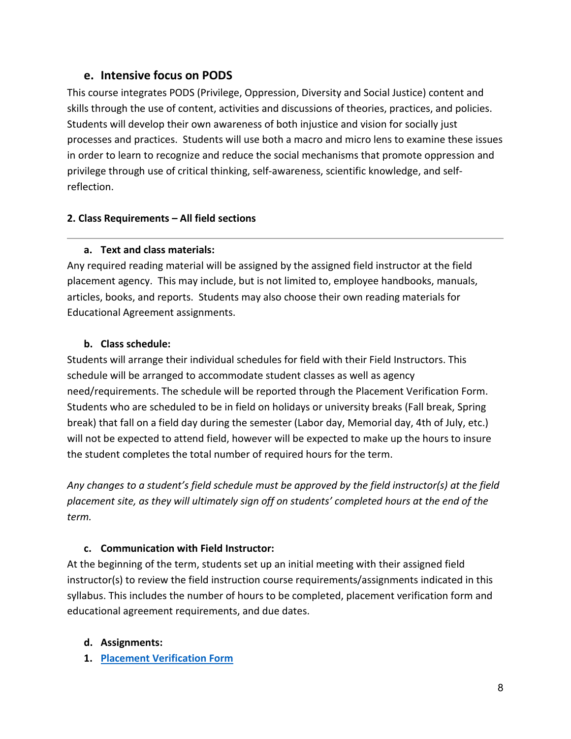### e. Intensive focus on PODS

This course integrates PODS (Privilege, Oppression, Diversity and Social Justice) content and skills through the use of content, activities and discussions of theories, practices, and policies. Students will develop their own awareness of both injustice and vision for socially just processes and practices. Students will use both a macro and micro lens to examine these issues in order to learn to recognize and reduce the social mechanisms that promote oppression and privilege through use of critical thinking, self-awareness, scientific knowledge, and self-reflection.

## 2. Class Requirements – All field sections

---

#### a. Text and class materials:

Any required reading material will be assigned by the assigned field instructor at the field placement agency. This may include, but is not limited to, employee handbooks, manuals, articles, books, and reports. Students may also choose their own reading materials for Educational Agreement assignments.

#### b. Class schedule:

Students will arrange their individual schedules for field with their Field Instructors. This schedule will be arranged to accommodate student classes as well as agency need/requirements. The schedule will be reported through the Placement Verification Form. Students who are scheduled to be in field on holidays or university breaks (Fall break, Spring break) that fall on a field day during the semester (Labor day, Memorial day, 4th of July, etc.) will not be expected to attend field, however will be expected to make up the hours to insure the student completes the total number of required hours for the term.

*Any changes to a student's field schedule must be approved by the field instructor(s) at the field placement site, as they will ultimately sign off on students' completed hours at the end of the term.*

#### c. Communication with Field Instructor:

At the beginning of the term, students set up an initial meeting with their assigned field instructor(s) to review the field instruction course requirements/assignments indicated in this syllabus. This includes the number of hours to be completed, placement verification form and educational agreement requirements, and due dates.

#### d. Assignments:

1. **Placement Verification Form**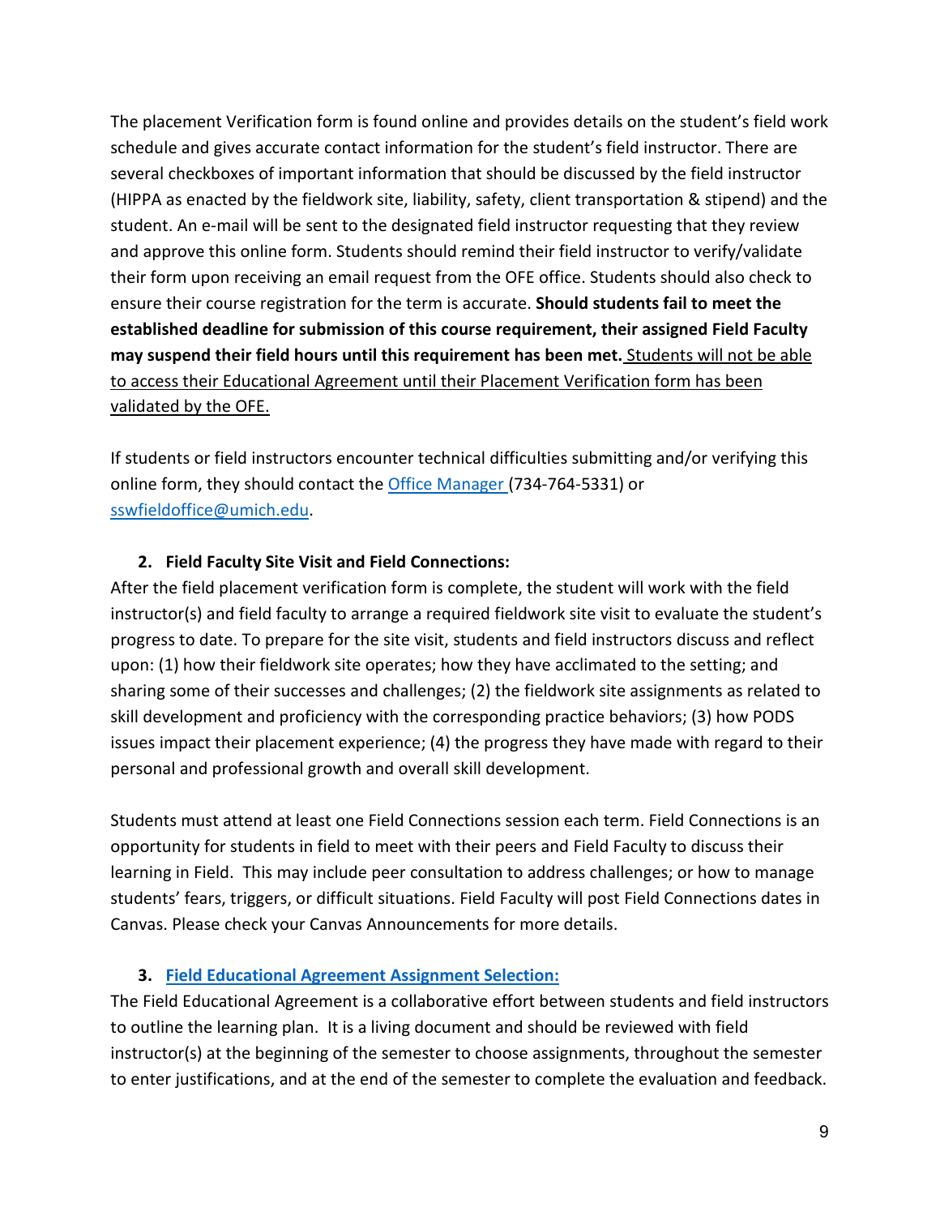The placement Verification form is found online and provides details on the student's field work schedule and gives accurate contact information for the student's field instructor. There are several checkboxes of important information that should be discussed by the field instructor (HIPPA as enacted by the fieldwork site, liability, safety, client transportation & stipend) and the student. An e-mail will be sent to the designated field instructor requesting that they review and approve this online form. Students should remind their field instructor to verify/validate their form upon receiving an email request from the OFE office. Students should also check to ensure their course registration for the term is accurate. **Should students fail to meet the established deadline for submission of this course requirement, their assigned Field Faculty may suspend their field hours until this requirement has been met.** Students will not be able to access their Educational Agreement until their Placement Verification form has been validated by the OFE.

If students or field instructors encounter technical difficulties submitting and/or verifying this online form, they should contact the Office Manager (734-764-5331) or sswfieldoffice@umich.edu.

### 2. Field Faculty Site Visit and Field Connections:

After the field placement verification form is complete, the student will work with the field instructor(s) and field faculty to arrange a required fieldwork site visit to evaluate the student's progress to date. To prepare for the site visit, students and field instructors discuss and reflect upon: (1) how their fieldwork site operates; how they have acclimated to the setting; and sharing some of their successes and challenges; (2) the fieldwork site assignments as related to skill development and proficiency with the corresponding practice behaviors; (3) how PODS issues impact their placement experience; (4) the progress they have made with regard to their personal and professional growth and overall skill development.

Students must attend at least one Field Connections session each term. Field Connections is an opportunity for students in field to meet with their peers and Field Faculty to discuss their learning in Field. This may include peer consultation to address challenges; or how to manage students' fears, triggers, or difficult situations. Field Faculty will post Field Connections dates in Canvas. Please check your Canvas Announcements for more details.

### 3. Field Educational Agreement Assignment Selection:

The Field Educational Agreement is a collaborative effort between students and field instructors to outline the learning plan. It is a living document and should be reviewed with field instructor(s) at the beginning of the semester to choose assignments, throughout the semester to enter justifications, and at the end of the semester to complete the evaluation and feedback.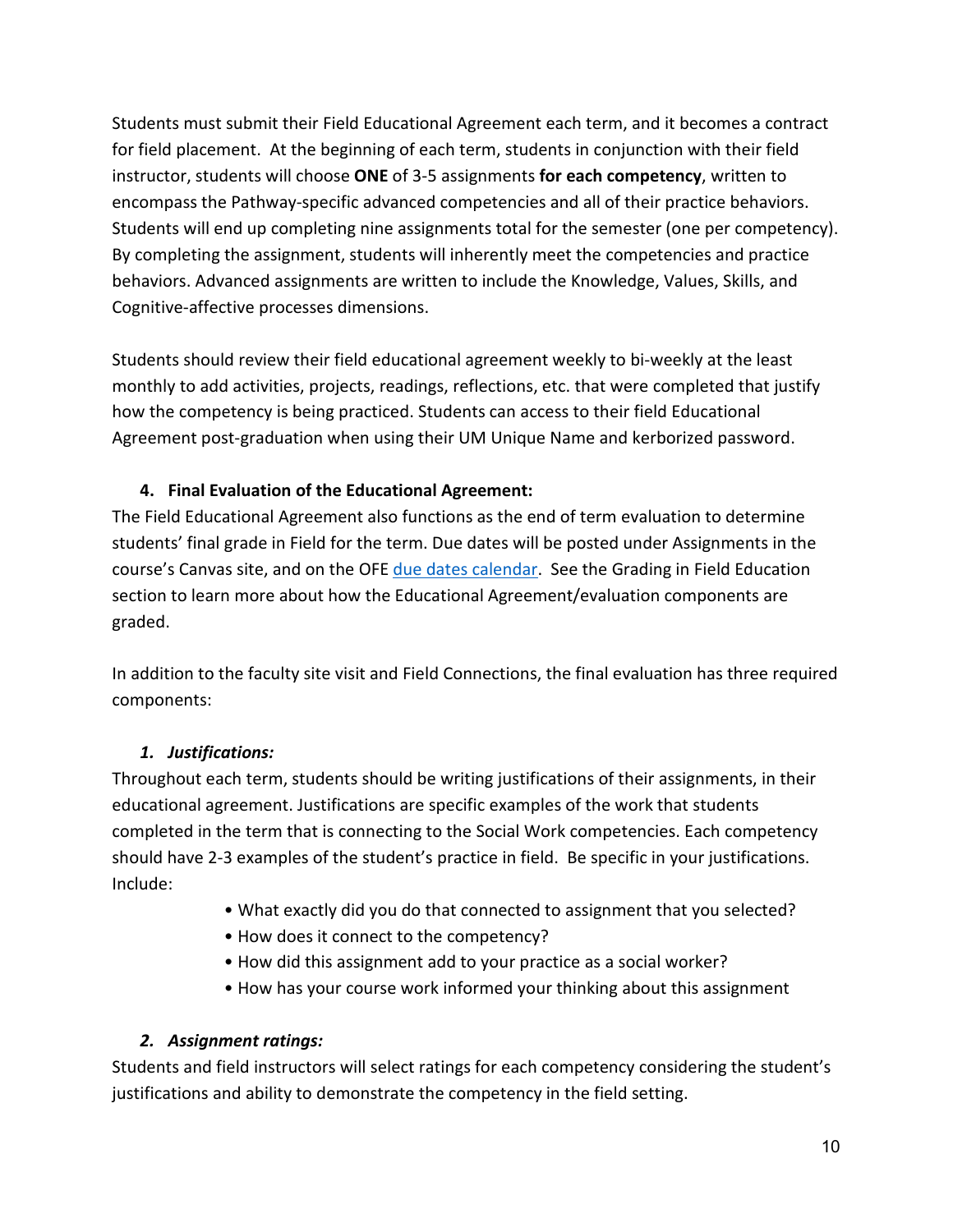Students must submit their Field Educational Agreement each term, and it becomes a contract for field placement. At the beginning of each term, students in conjunction with their field instructor, students will choose **ONE** of 3-5 assignments **for each competency**, written to encompass the Pathway-specific advanced competencies and all of their practice behaviors. Students will end up completing nine assignments total for the semester (one per competency). By completing the assignment, students will inherently meet the competencies and practice behaviors. Advanced assignments are written to include the Knowledge, Values, Skills, and Cognitive-affective processes dimensions.

Students should review their field educational agreement weekly to bi-weekly at the least monthly to add activities, projects, readings, reflections, etc. that were completed that justify how the competency is being practiced. Students can access to their field Educational Agreement post-graduation when using their UM Unique Name and kerborized password.

### 4. Final Evaluation of the Educational Agreement:

The Field Educational Agreement also functions as the end of term evaluation to determine students' final grade in Field for the term. Due dates will be posted under Assignments in the course's Canvas site, and on the OFE due dates calendar. See the Grading in Field Education section to learn more about how the Educational Agreement/evaluation components are graded.

In addition to the faculty site visit and Field Connections, the final evaluation has three required components:

#### *1. Justifications:*

Throughout each term, students should be writing justifications of their assignments, in their educational agreement. Justifications are specific examples of the work that students completed in the term that is connecting to the Social Work competencies. Each competency should have 2-3 examples of the student's practice in field. Be specific in your justifications. Include:

- What exactly did you do that connected to assignment that you selected?
- How does it connect to the competency?
- How did this assignment add to your practice as a social worker?
- How has your course work informed your thinking about this assignment

#### *2. Assignment ratings:*

Students and field instructors will select ratings for each competency considering the student's justifications and ability to demonstrate the competency in the field setting.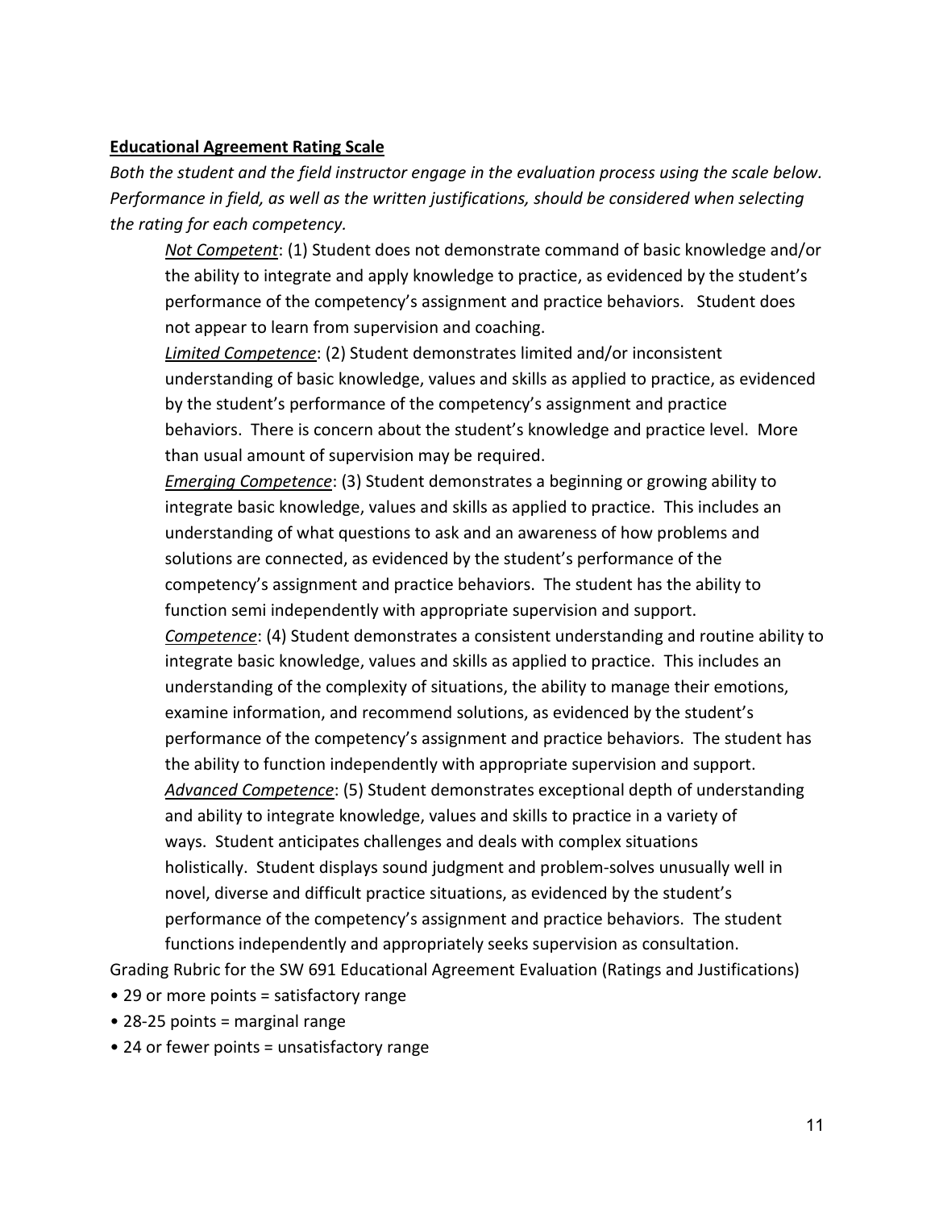**Educational Agreement Rating Scale**

*Both the student and the field instructor engage in the evaluation process using the scale below. Performance in field, as well as the written justifications, should be considered when selecting the rating for each competency.*

*Not Competent*: (1) Student does not demonstrate command of basic knowledge and/or the ability to integrate and apply knowledge to practice, as evidenced by the student's performance of the competency's assignment and practice behaviors. Student does not appear to learn from supervision and coaching.

*Limited Competence*: (2) Student demonstrates limited and/or inconsistent understanding of basic knowledge, values and skills as applied to practice, as evidenced by the student's performance of the competency's assignment and practice behaviors. There is concern about the student's knowledge and practice level. More than usual amount of supervision may be required.

*Emerging Competence*: (3) Student demonstrates a beginning or growing ability to integrate basic knowledge, values and skills as applied to practice. This includes an understanding of what questions to ask and an awareness of how problems and solutions are connected, as evidenced by the student's performance of the competency's assignment and practice behaviors. The student has the ability to function semi independently with appropriate supervision and support.

*Competence*: (4) Student demonstrates a consistent understanding and routine ability to integrate basic knowledge, values and skills as applied to practice. This includes an understanding of the complexity of situations, the ability to manage their emotions, examine information, and recommend solutions, as evidenced by the student's performance of the competency's assignment and practice behaviors. The student has the ability to function independently with appropriate supervision and support.

*Advanced Competence*: (5) Student demonstrates exceptional depth of understanding and ability to integrate knowledge, values and skills to practice in a variety of ways. Student anticipates challenges and deals with complex situations holistically. Student displays sound judgment and problem-solves unusually well in novel, diverse and difficult practice situations, as evidenced by the student's performance of the competency's assignment and practice behaviors. The student functions independently and appropriately seeks supervision as consultation.

Grading Rubric for the SW 691 Educational Agreement Evaluation (Ratings and Justifications)

- 29 or more points = satisfactory range
- 28-25 points = marginal range
- 24 or fewer points = unsatisfactory range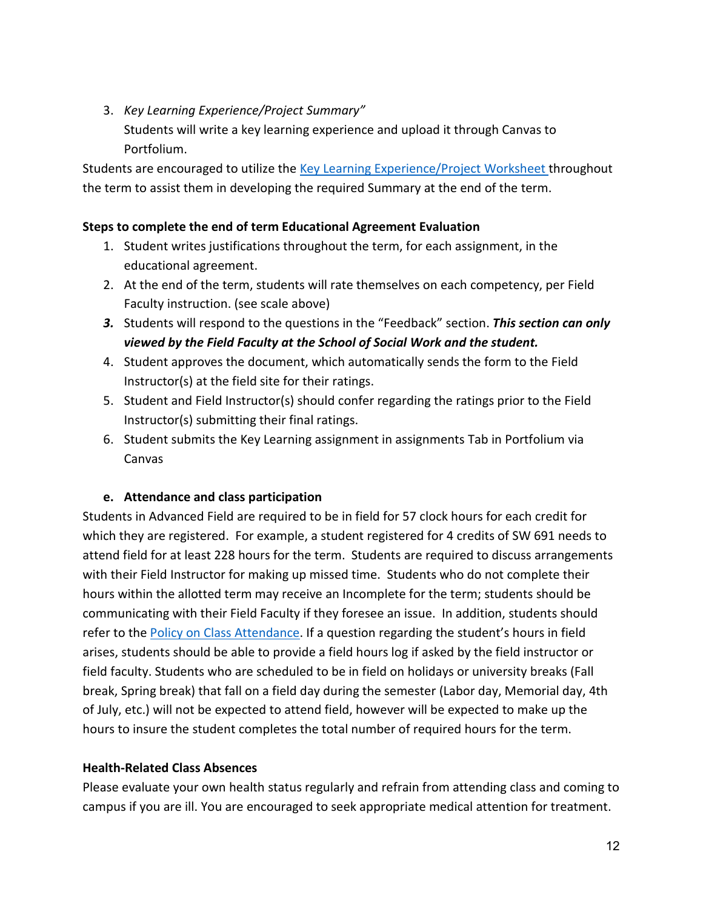3. *Key Learning Experience/Project Summary"*
   Students will write a key learning experience and upload it through Canvas to Portfolium.

Students are encouraged to utilize the [Key Learning Experience/Project Worksheet](#) throughout the term to assist them in developing the required Summary at the end of the term.

**Steps to complete the end of term Educational Agreement Evaluation**

1. Student writes justifications throughout the term, for each assignment, in the educational agreement.
2. At the end of the term, students will rate themselves on each competency, per Field Faculty instruction. (see scale above)
3. Students will respond to the questions in the "Feedback" section. ***This section can only viewed by the Field Faculty at the School of Social Work and the student.***
4. Student approves the document, which automatically sends the form to the Field Instructor(s) at the field site for their ratings.
5. Student and Field Instructor(s) should confer regarding the ratings prior to the Field Instructor(s) submitting their final ratings.
6. Student submits the Key Learning assignment in assignments Tab in Portfolium via Canvas

**e. Attendance and class participation**

Students in Advanced Field are required to be in field for 57 clock hours for each credit for which they are registered. For example, a student registered for 4 credits of SW 691 needs to attend field for at least 228 hours for the term. Students are required to discuss arrangements with their Field Instructor for making up missed time. Students who do not complete their hours within the allotted term may receive an Incomplete for the term; students should be communicating with their Field Faculty if they foresee an issue. In addition, students should refer to the [Policy on Class Attendance](#). If a question regarding the student's hours in field arises, students should be able to provide a field hours log if asked by the field instructor or field faculty. Students who are scheduled to be in field on holidays or university breaks (Fall break, Spring break) that fall on a field day during the semester (Labor day, Memorial day, 4th of July, etc.) will not be expected to attend field, however will be expected to make up the hours to insure the student completes the total number of required hours for the term.

**Health-Related Class Absences**

Please evaluate your own health status regularly and refrain from attending class and coming to campus if you are ill. You are encouraged to seek appropriate medical attention for treatment.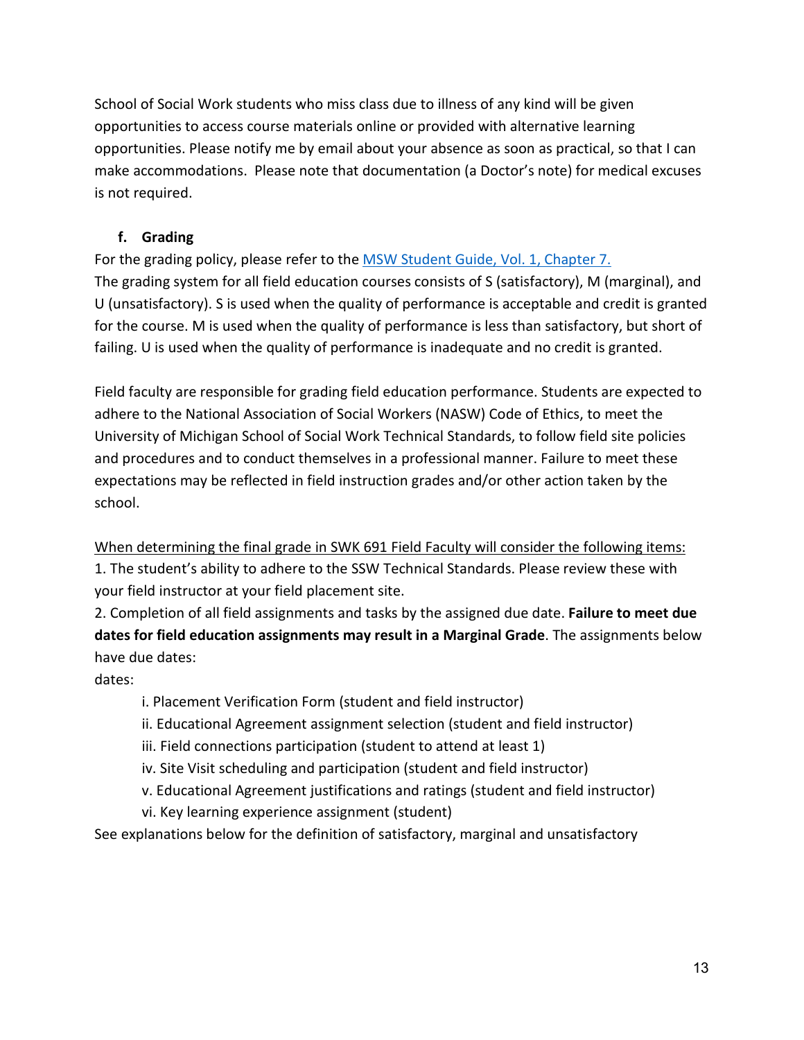School of Social Work students who miss class due to illness of any kind will be given opportunities to access course materials online or provided with alternative learning opportunities. Please notify me by email about your absence as soon as practical, so that I can make accommodations. Please note that documentation (a Doctor's note) for medical excuses is not required.

### f. Grading

For the grading policy, please refer to the [MSW Student Guide, Vol. 1, Chapter 7.]()
The grading system for all field education courses consists of S (satisfactory), M (marginal), and U (unsatisfactory). S is used when the quality of performance is acceptable and credit is granted for the course. M is used when the quality of performance is less than satisfactory, but short of failing. U is used when the quality of performance is inadequate and no credit is granted.

Field faculty are responsible for grading field education performance. Students are expected to adhere to the National Association of Social Workers (NASW) Code of Ethics, to meet the University of Michigan School of Social Work Technical Standards, to follow field site policies and procedures and to conduct themselves in a professional manner. Failure to meet these expectations may be reflected in field instruction grades and/or other action taken by the school.

<u>When determining the final grade in SWK 691 Field Faculty will consider the following items:</u>
1. The student's ability to adhere to the SSW Technical Standards. Please review these with your field instructor at your field placement site.
2. Completion of all field assignments and tasks by the assigned due date. **Failure to meet due dates for field education assignments may result in a Marginal Grade**. The assignments below have due dates:
dates:

- i. Placement Verification Form (student and field instructor)
- ii. Educational Agreement assignment selection (student and field instructor)
- iii. Field connections participation (student to attend at least 1)
- iv. Site Visit scheduling and participation (student and field instructor)
- v. Educational Agreement justifications and ratings (student and field instructor)
- vi. Key learning experience assignment (student)

See explanations below for the definition of satisfactory, marginal and unsatisfactory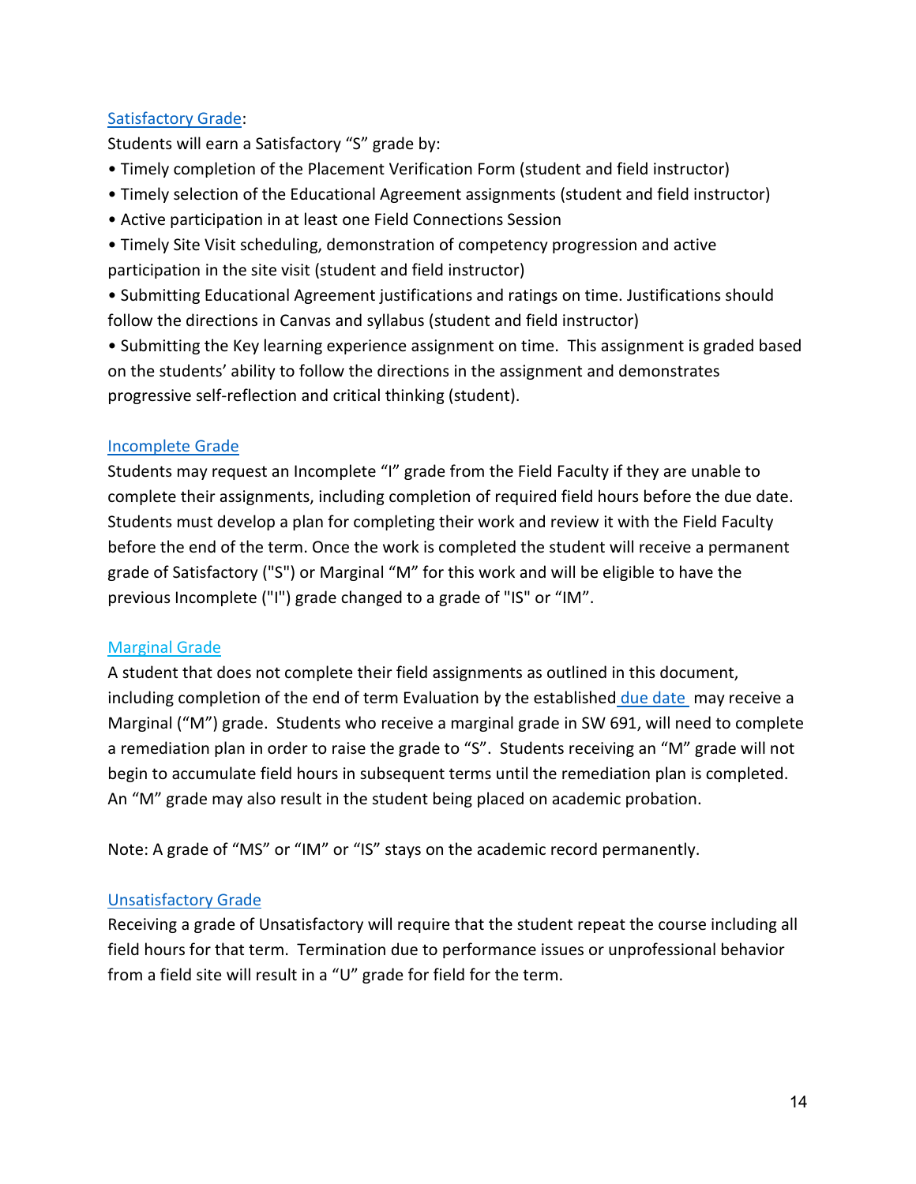### Satisfactory Grade:

Students will earn a Satisfactory "S" grade by:

- Timely completion of the Placement Verification Form (student and field instructor)
- Timely selection of the Educational Agreement assignments (student and field instructor)
- Active participation in at least one Field Connections Session
- Timely Site Visit scheduling, demonstration of competency progression and active participation in the site visit (student and field instructor)
- Submitting Educational Agreement justifications and ratings on time. Justifications should follow the directions in Canvas and syllabus (student and field instructor)
- Submitting the Key learning experience assignment on time. This assignment is graded based on the students' ability to follow the directions in the assignment and demonstrates progressive self-reflection and critical thinking (student).

### Incomplete Grade

Students may request an Incomplete "I" grade from the Field Faculty if they are unable to complete their assignments, including completion of required field hours before the due date. Students must develop a plan for completing their work and review it with the Field Faculty before the end of the term. Once the work is completed the student will receive a permanent grade of Satisfactory ("S") or Marginal "M" for this work and will be eligible to have the previous Incomplete ("I") grade changed to a grade of "IS" or "IM".

### Marginal Grade

A student that does not complete their field assignments as outlined in this document, including completion of the end of term Evaluation by the established due date may receive a Marginal ("M") grade. Students who receive a marginal grade in SW 691, will need to complete a remediation plan in order to raise the grade to "S". Students receiving an "M" grade will not begin to accumulate field hours in subsequent terms until the remediation plan is completed. An "M" grade may also result in the student being placed on academic probation.

Note: A grade of "MS" or "IM" or "IS" stays on the academic record permanently.

### Unsatisfactory Grade

Receiving a grade of Unsatisfactory will require that the student repeat the course including all field hours for that term. Termination due to performance issues or unprofessional behavior from a field site will result in a "U" grade for field for the term.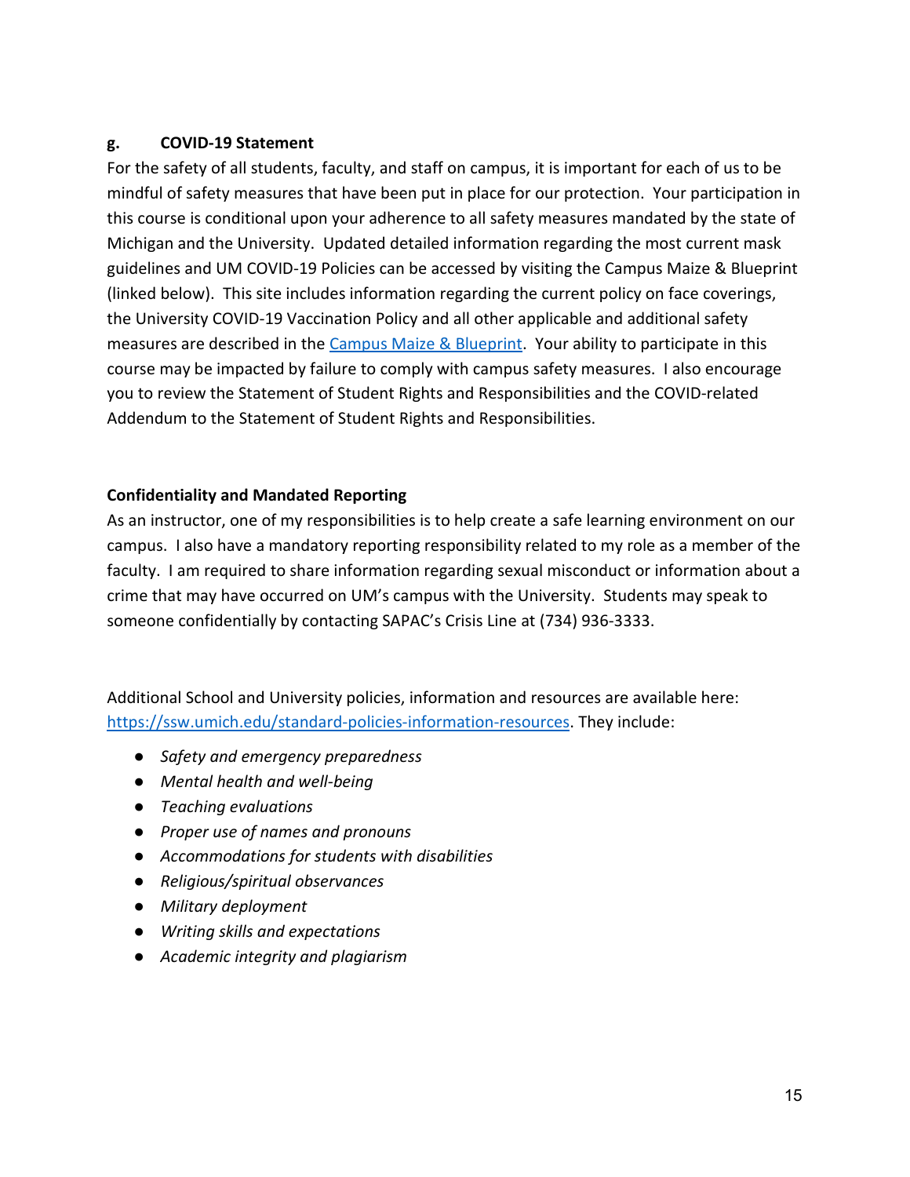**g. COVID-19 Statement**

For the safety of all students, faculty, and staff on campus, it is important for each of us to be mindful of safety measures that have been put in place for our protection. Your participation in this course is conditional upon your adherence to all safety measures mandated by the state of Michigan and the University. Updated detailed information regarding the most current mask guidelines and UM COVID-19 Policies can be accessed by visiting the Campus Maize & Blueprint (linked below). This site includes information regarding the current policy on face coverings, the University COVID-19 Vaccination Policy and all other applicable and additional safety measures are described in the [Campus Maize & Blueprint](). Your ability to participate in this course may be impacted by failure to comply with campus safety measures. I also encourage you to review the Statement of Student Rights and Responsibilities and the COVID-related Addendum to the Statement of Student Rights and Responsibilities.

**Confidentiality and Mandated Reporting**

As an instructor, one of my responsibilities is to help create a safe learning environment on our campus. I also have a mandatory reporting responsibility related to my role as a member of the faculty. I am required to share information regarding sexual misconduct or information about a crime that may have occurred on UM's campus with the University. Students may speak to someone confidentially by contacting SAPAC's Crisis Line at (734) 936-3333.

Additional School and University policies, information and resources are available here: [https://ssw.umich.edu/standard-policies-information-resources](https://ssw.umich.edu/standard-policies-information-resources). They include:

- *Safety and emergency preparedness*
- *Mental health and well-being*
- *Teaching evaluations*
- *Proper use of names and pronouns*
- *Accommodations for students with disabilities*
- *Religious/spiritual observances*
- *Military deployment*
- *Writing skills and expectations*
- *Academic integrity and plagiarism*